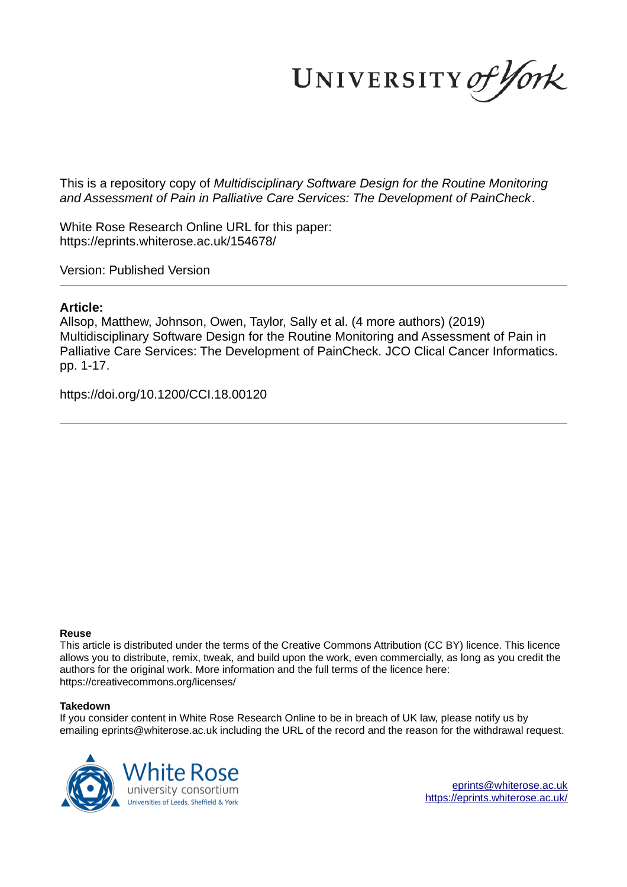This is a repository copy of *Multidisciplinary Software Design for the Routine Monitoring and Assessment of Pain in Palliative Care Services: The Development of PainCheck*.

White Rose Research Online URL for this paper:
https://eprints.whiterose.ac.uk/154678/

Version: Published Version

## Article:

Allsop, Matthew, Johnson, Owen, Taylor, Sally et al. (4 more authors) (2019) Multidisciplinary Software Design for the Routine Monitoring and Assessment of Pain in Palliative Care Services: The Development of PainCheck. JCO Clical Cancer Informatics. pp. 1-17.

https://doi.org/10.1200/CCI.18.00120

---

**Reuse**

This article is distributed under the terms of the Creative Commons Attribution (CC BY) licence. This licence allows you to distribute, remix, tweak, and build upon the work, even commercially, as long as you credit the authors for the original work. More information and the full terms of the licence here: https://creativecommons.org/licenses/

**Takedown**

If you consider content in White Rose Research Online to be in breach of UK law, please notify us by emailing eprints@whiterose.ac.uk including the URL of the record and the reason for the withdrawal request.

eprints@whiterose.ac.uk
https://eprints.whiterose.ac.uk/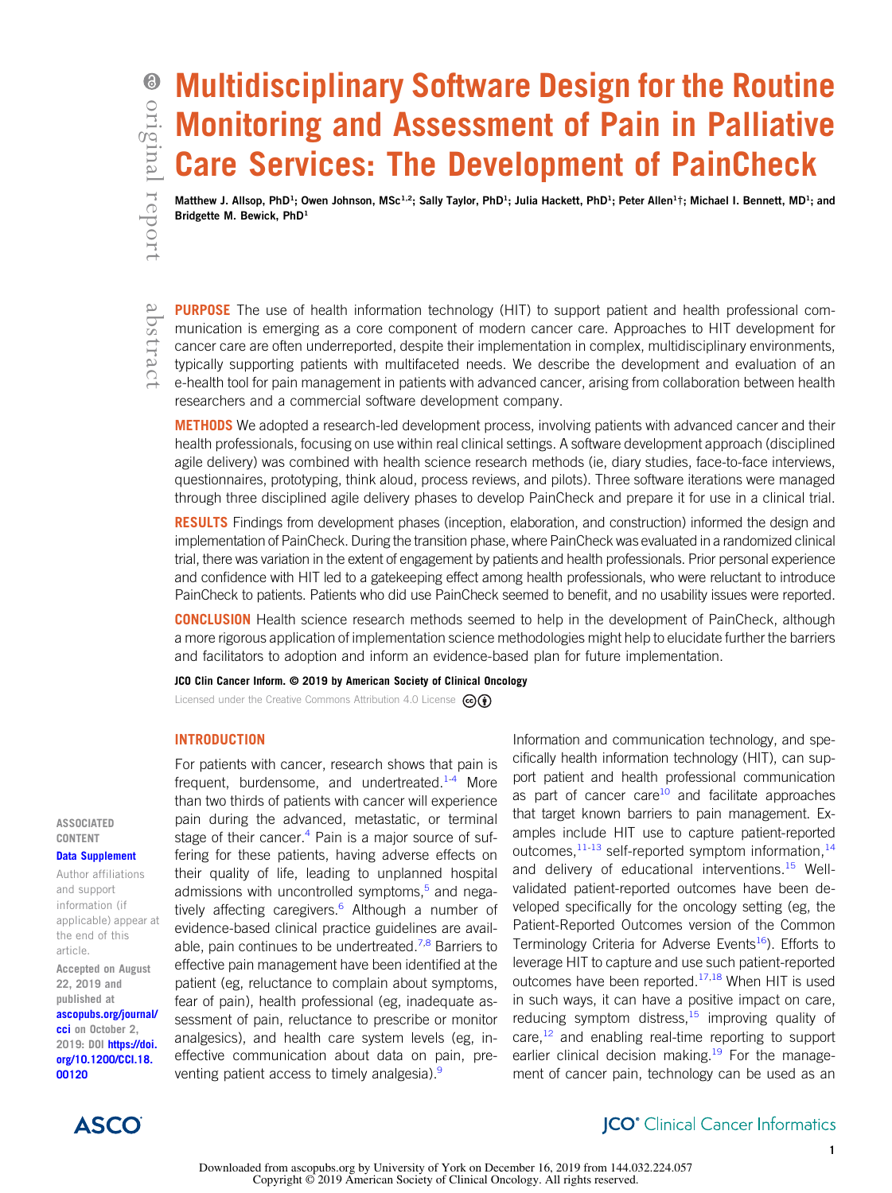# Multidisciplinary Software Design for the Routine Monitoring and Assessment of Pain in Palliative Care Services: The Development of PainCheck

original report

**Matthew J. Allsop, PhD[1]; Owen Johnson, MSc[1,2]; Sally Taylor, PhD[1]; Julia Hackett, PhD[1]; Peter Allen[1]†; Michael I. Bennett, MD[1]; and Bridgette M. Bewick, PhD[1]**

abstract

**PURPOSE** The use of health information technology (HIT) to support patient and health professional communication is emerging as a core component of modern cancer care. Approaches to HIT development for cancer care are often underreported, despite their implementation in complex, multidisciplinary environments, typically supporting patients with multifaceted needs. We describe the development and evaluation of an e-health tool for pain management in patients with advanced cancer, arising from collaboration between health researchers and a commercial software development company.

**METHODS** We adopted a research-led development process, involving patients with advanced cancer and their health professionals, focusing on use within real clinical settings. A software development approach (disciplined agile delivery) was combined with health science research methods (ie, diary studies, face-to-face interviews, questionnaires, prototyping, think aloud, process reviews, and pilots). Three software iterations were managed through three disciplined agile delivery phases to develop PainCheck and prepare it for use in a clinical trial.

**RESULTS** Findings from development phases (inception, elaboration, and construction) informed the design and implementation of PainCheck. During the transition phase, where PainCheck was evaluated in a randomized clinical trial, there was variation in the extent of engagement by patients and health professionals. Prior personal experience and confidence with HIT led to a gatekeeping effect among health professionals, who were reluctant to introduce PainCheck to patients. Patients who did use PainCheck seemed to benefit, and no usability issues were reported.

**CONCLUSION** Health science research methods seemed to help in the development of PainCheck, although a more rigorous application of implementation science methodologies might help to elucidate further the barriers and facilitators to adoption and inform an evidence-based plan for future implementation.

**JCO Clin Cancer Inform. © 2019 by American Society of Clinical Oncology**

Licensed under the Creative Commons Attribution 4.0 License

ASSOCIATED CONTENT

**Data Supplement**

Author affiliations and support information (if applicable) appear at the end of this article.

Accepted on August 22, 2019 and published at ascopubs.org/journal/cci on October 2, 2019: DOI https://doi.org/10.1200/CCI.18.00120

## INTRODUCTION

For patients with cancer, research shows that pain is frequent, burdensome, and undertreated.[1-4] More than two thirds of patients with cancer will experience pain during the advanced, metastatic, or terminal stage of their cancer.[4] Pain is a major source of suffering for these patients, having adverse effects on their quality of life, leading to unplanned hospital admissions with uncontrolled symptoms,[5] and negatively affecting caregivers.[6] Although a number of evidence-based clinical practice guidelines are available, pain continues to be undertreated.[7,8] Barriers to effective pain management have been identified at the patient (eg, reluctance to complain about symptoms, fear of pain), health professional (eg, inadequate assessment of pain, reluctance to prescribe or monitor analgesics), and health care system levels (eg, ineffective communication about data on pain, preventing patient access to timely analgesia).[9]

Information and communication technology, and specifically health information technology (HIT), can support patient and health professional communication as part of cancer care[10] and facilitate approaches that target known barriers to pain management. Examples include HIT use to capture patient-reported outcomes,[11-13] self-reported symptom information,[14] and delivery of educational interventions.[15] Well-validated patient-reported outcomes have been developed specifically for the oncology setting (eg, the Patient-Reported Outcomes version of the Common Terminology Criteria for Adverse Events[16]). Efforts to leverage HIT to capture and use such patient-reported outcomes have been reported.[17,18] When HIT is used in such ways, it can have a positive impact on care, reducing symptom distress,[15] improving quality of care,[12] and enabling real-time reporting to support earlier clinical decision making.[19] For the management of cancer pain, technology can be used as an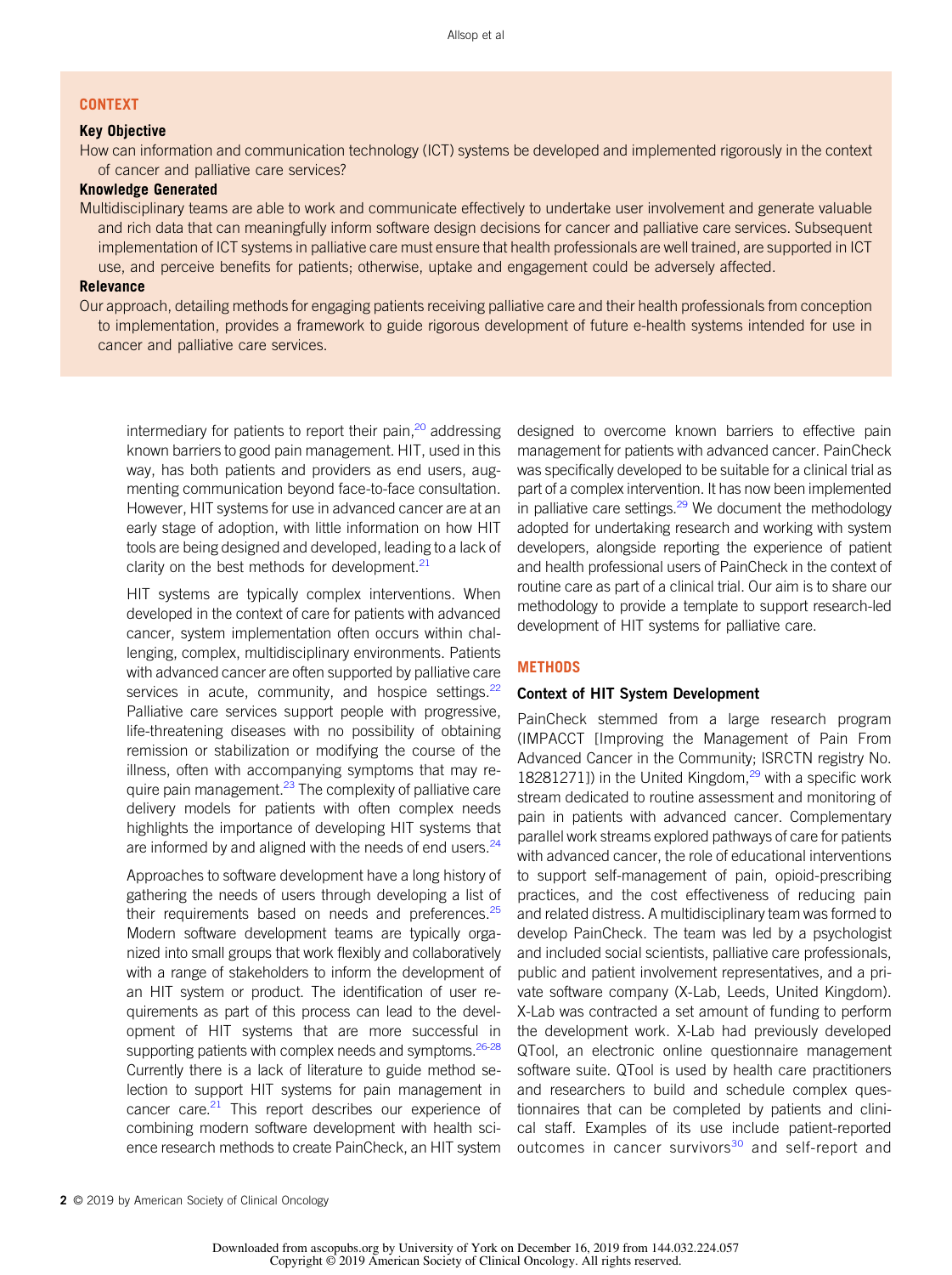## CONTEXT

**Key Objective**

How can information and communication technology (ICT) systems be developed and implemented rigorously in the context of cancer and palliative care services?

**Knowledge Generated**

Multidisciplinary teams are able to work and communicate effectively to undertake user involvement and generate valuable and rich data that can meaningfully inform software design decisions for cancer and palliative care services. Subsequent implementation of ICT systems in palliative care must ensure that health professionals are well trained, are supported in ICT use, and perceive benefits for patients; otherwise, uptake and engagement could be adversely affected.

**Relevance**

Our approach, detailing methods for engaging patients receiving palliative care and their health professionals from conception to implementation, provides a framework to guide rigorous development of future e-health systems intended for use in cancer and palliative care services.

intermediary for patients to report their pain,[20] addressing known barriers to good pain management. HIT, used in this way, has both patients and providers as end users, augmenting communication beyond face-to-face consultation. However, HIT systems for use in advanced cancer are at an early stage of adoption, with little information on how HIT tools are being designed and developed, leading to a lack of clarity on the best methods for development.[21]

HIT systems are typically complex interventions. When developed in the context of care for patients with advanced cancer, system implementation often occurs within challenging, complex, multidisciplinary environments. Patients with advanced cancer are often supported by palliative care services in acute, community, and hospice settings.[22] Palliative care services support people with progressive, life-threatening diseases with no possibility of obtaining remission or stabilization or modifying the course of the illness, often with accompanying symptoms that may require pain management.[23] The complexity of palliative care delivery models for patients with often complex needs highlights the importance of developing HIT systems that are informed by and aligned with the needs of end users.[24]

Approaches to software development have a long history of gathering the needs of users through developing a list of their requirements based on needs and preferences.[25] Modern software development teams are typically organized into small groups that work flexibly and collaboratively with a range of stakeholders to inform the development of an HIT system or product. The identification of user requirements as part of this process can lead to the development of HIT systems that are more successful in supporting patients with complex needs and symptoms.[26-28] Currently there is a lack of literature to guide method selection to support HIT systems for pain management in cancer care.[21] This report describes our experience of combining modern software development with health science research methods to create PainCheck, an HIT system designed to overcome known barriers to effective pain management for patients with advanced cancer. PainCheck was specifically developed to be suitable for a clinical trial as part of a complex intervention. It has now been implemented in palliative care settings.[29] We document the methodology adopted for undertaking research and working with system developers, alongside reporting the experience of patient and health professional users of PainCheck in the context of routine care as part of a clinical trial. Our aim is to share our methodology to provide a template to support research-led development of HIT systems for palliative care.

## METHODS

### Context of HIT System Development

PainCheck stemmed from a large research program (IMPACCT [Improving the Management of Pain From Advanced Cancer in the Community; ISRCTN registry No. 18281271]) in the United Kingdom,[29] with a specific work stream dedicated to routine assessment and monitoring of pain in patients with advanced cancer. Complementary parallel work streams explored pathways of care for patients with advanced cancer, the role of educational interventions to support self-management of pain, opioid-prescribing practices, and the cost effectiveness of reducing pain and related distress. A multidisciplinary team was formed to develop PainCheck. The team was led by a psychologist and included social scientists, palliative care professionals, public and patient involvement representatives, and a private software company (X-Lab, Leeds, United Kingdom). X-Lab was contracted a set amount of funding to perform the development work. X-Lab had previously developed QTool, an electronic online questionnaire management software suite. QTool is used by health care practitioners and researchers to build and schedule complex questionnaires that can be completed by patients and clinical staff. Examples of its use include patient-reported outcomes in cancer survivors[30] and self-report and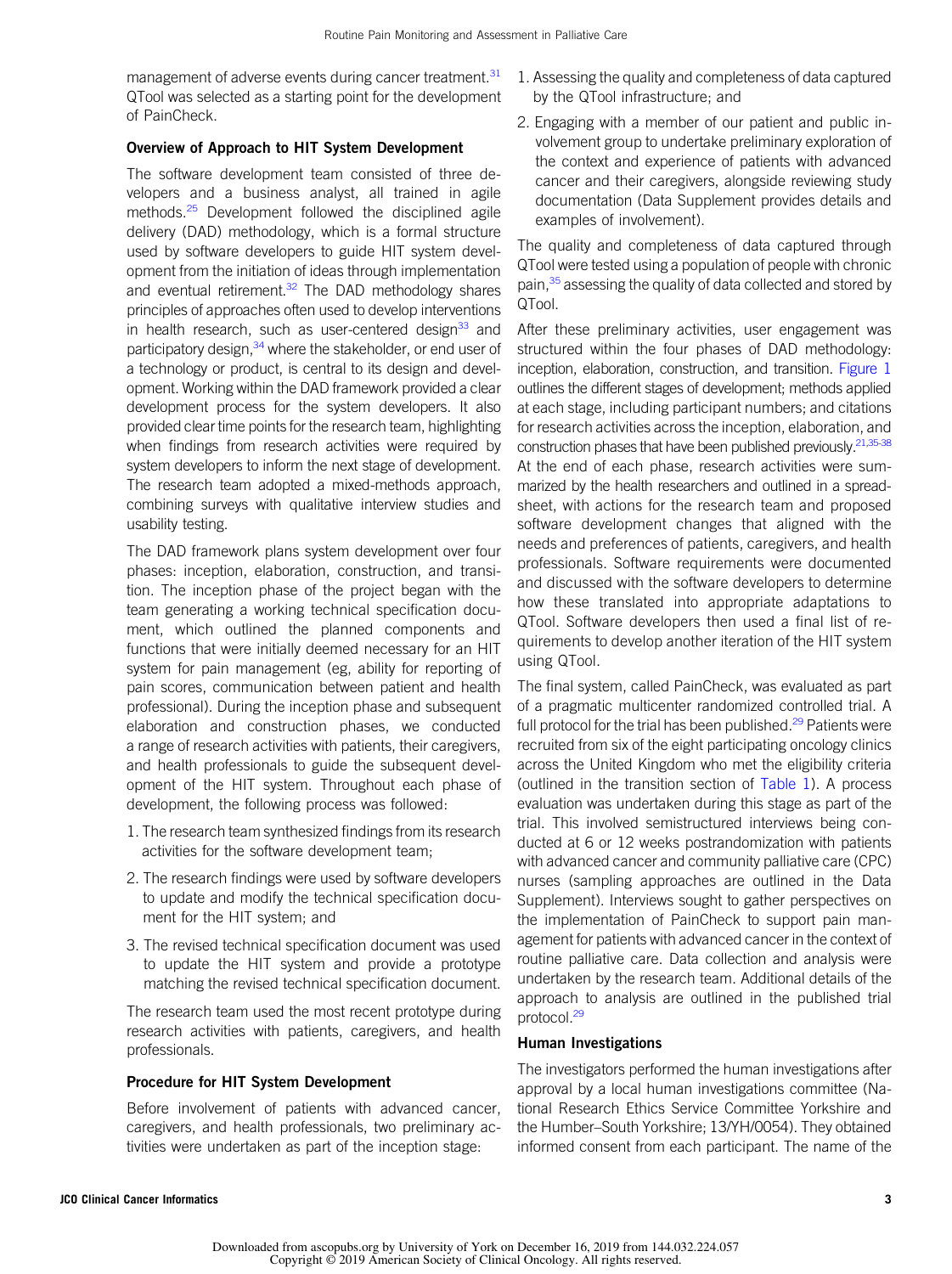management of adverse events during cancer treatment.[31] QTool was selected as a starting point for the development of PainCheck.

### Overview of Approach to HIT System Development

The software development team consisted of three developers and a business analyst, all trained in agile methods.[25] Development followed the disciplined agile delivery (DAD) methodology, which is a formal structure used by software developers to guide HIT system development from the initiation of ideas through implementation and eventual retirement.[32] The DAD methodology shares principles of approaches often used to develop interventions in health research, such as user-centered design[33] and participatory design,[34] where the stakeholder, or end user of a technology or product, is central to its design and development. Working within the DAD framework provided a clear development process for the system developers. It also provided clear time points for the research team, highlighting when findings from research activities were required by system developers to inform the next stage of development. The research team adopted a mixed-methods approach, combining surveys with qualitative interview studies and usability testing.

The DAD framework plans system development over four phases: inception, elaboration, construction, and transition. The inception phase of the project began with the team generating a working technical specification document, which outlined the planned components and functions that were initially deemed necessary for an HIT system for pain management (eg, ability for reporting of pain scores, communication between patient and health professional). During the inception phase and subsequent elaboration and construction phases, we conducted a range of research activities with patients, their caregivers, and health professionals to guide the subsequent development of the HIT system. Throughout each phase of development, the following process was followed:

1. The research team synthesized findings from its research activities for the software development team;
2. The research findings were used by software developers to update and modify the technical specification document for the HIT system; and
3. The revised technical specification document was used to update the HIT system and provide a prototype matching the revised technical specification document.

The research team used the most recent prototype during research activities with patients, caregivers, and health professionals.

### Procedure for HIT System Development

Before involvement of patients with advanced cancer, caregivers, and health professionals, two preliminary activities were undertaken as part of the inception stage:

1. Assessing the quality and completeness of data captured by the QTool infrastructure; and
2. Engaging with a member of our patient and public involvement group to undertake preliminary exploration of the context and experience of patients with advanced cancer and their caregivers, alongside reviewing study documentation (Data Supplement provides details and examples of involvement).

The quality and completeness of data captured through QTool were tested using a population of people with chronic pain,[35] assessing the quality of data collected and stored by QTool.

After these preliminary activities, user engagement was structured within the four phases of DAD methodology: inception, elaboration, construction, and transition. Figure 1 outlines the different stages of development; methods applied at each stage, including participant numbers; and citations for research activities across the inception, elaboration, and construction phases that have been published previously.[21,35-38] At the end of each phase, research activities were summarized by the health researchers and outlined in a spreadsheet, with actions for the research team and proposed software development changes that aligned with the needs and preferences of patients, caregivers, and health professionals. Software requirements were documented and discussed with the software developers to determine how these translated into appropriate adaptations to QTool. Software developers then used a final list of requirements to develop another iteration of the HIT system using QTool.

The final system, called PainCheck, was evaluated as part of a pragmatic multicenter randomized controlled trial. A full protocol for the trial has been published.[29] Patients were recruited from six of the eight participating oncology clinics across the United Kingdom who met the eligibility criteria (outlined in the transition section of Table 1). A process evaluation was undertaken during this stage as part of the trial. This involved semistructured interviews being conducted at 6 or 12 weeks postrandomization with patients with advanced cancer and community palliative care (CPC) nurses (sampling approaches are outlined in the Data Supplement). Interviews sought to gather perspectives on the implementation of PainCheck to support pain management for patients with advanced cancer in the context of routine palliative care. Data collection and analysis were undertaken by the research team. Additional details of the approach to analysis are outlined in the published trial protocol.[29]

### Human Investigations

The investigators performed the human investigations after approval by a local human investigations committee (National Research Ethics Service Committee Yorkshire and the Humber–South Yorkshire; 13/YH/0054). They obtained informed consent from each participant. The name of the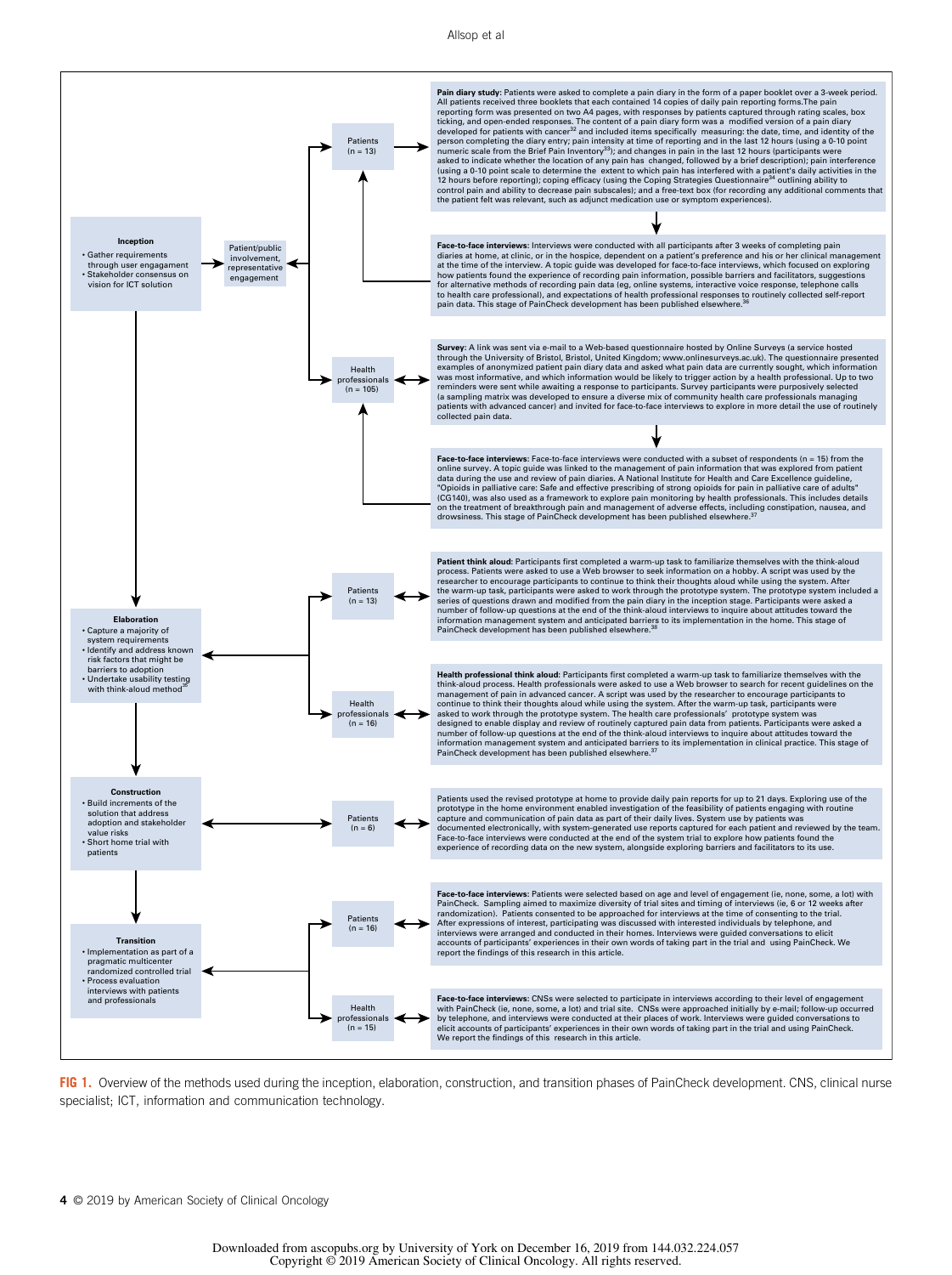**Inception**

- Gather requirements through user engagament
- Stakeholder consensus on vision for ICT solution

Patient/public involvement, representative engagement

Patients (n = 13)

**Pain diary study:** Patients were asked to complete a pain diary in the form of a paper booklet over a 3-week period. All patients received three booklets that each contained 14 copies of daily pain reporting forms.The pain reporting form was presented on two A4 pages, with responses by patients captured through rating scales, box ticking, and open-ended responses. The content of a pain diary form was a modified version of a pain diary developed for patients with cancer[32] and included items specifically measuring: the date, time, and identity of the person completing the diary entry; pain intensity at time of reporting and in the last 12 hours (using a 0-10 point numeric scale from the Brief Pain Inventory[33]); and changes in pain in the last 12 hours (participants were asked to indicate whether the location of any pain has changed, followed by a brief description); pain interference (using a 0-10 point scale to determine the extent to which pain has interfered with a patient's daily activities in the 12 hours before reporting); coping efficacy (using the Coping Strategies Questionnaire[34] outlining ability to control pain and ability to decrease pain subscales); and a free-text box (for recording any additional comments that the patient felt was relevant, such as adjunct medication use or symptom experiences).

**Face-to-face interviews:** Interviews were conducted with all participants after 3 weeks of completing pain diaries at home, at clinic, or in the hospice, dependent on a patient's preference and his or her clinical management at the time of the interview. A topic guide was developed for face-to-face interviews, which focused on exploring how patients found the experience of recording pain information, possible barriers and facilitators, suggestions for alternative methods of recording pain data (eg, online systems, interactive voice response, telephone calls to health care professional), and expectations of health professional responses to routinely collected self-report pain data. This stage of PainCheck development has been published elsewhere.[36]

Health professionals (n = 105)

**Survey:** A link was sent via e-mail to a Web-based questionnaire hosted by Online Surveys (a service hosted through the University of Bristol, Bristol, United Kingdom; www.onlinesurveys.ac.uk). The questionnaire presented examples of anonymized patient pain diary data and asked what pain data are currently sought, which information was most informative, and which information would be likely to trigger action by a health professional. Up to two reminders were sent while awaiting a response to participants. Survey participants were purposively selected (a sampling matrix was developed to ensure a diverse mix of community health care professionals managing patients with advanced cancer) and invited for face-to-face interviews to explore in more detail the use of routinely collected pain data.

**Face-to-face interviews:** Face-to-face interviews were conducted with a subset of respondents (n = 15) from the online survey. A topic guide was linked to the management of pain information that was explored from patient data during the use and review of pain diaries. A National Institute for Health and Care Excellence guideline, "Opioids in palliative care: Safe and effective prescribing of strong opioids for pain in palliative care of adults" (CG140), was also used as a framework to explore pain monitoring by health professionals. This includes details on the treatment of breakthrough pain and management of adverse effects, including constipation, nausea, and drowsiness. This stage of PainCheck development has been published elsewhere.[37]

**Elaboration**

- Capture a majority of system requirements
- Identify and address known risk factors that might be barriers to adoption
- Undertake usability testing with think-aloud method[35]

Patients (n = 13)

**Patient think aloud:** Participants first completed a warm-up task to familiarize themselves with the think-aloud process. Patients were asked to use a Web browser to seek information on a hobby. A script was used by the researcher to encourage participants to continue to think their thoughts aloud while using the system. After the warm-up task, participants were asked to work through the prototype system. The prototype system included a series of questions drawn and modified from the pain diary in the inception stage. Participants were asked a number of follow-up questions at the end of the think-aloud interviews to inquire about attitudes toward the information management system and anticipated barriers to its implementation in the home. This stage of PainCheck development has been published elsewhere.[38]

Health professionals (n = 16)

**Health professional think aloud:** Participants first completed a warm-up task to familiarize themselves with the think-aloud process. Health professionals were asked to use a Web browser to search for recent guidelines on the management of pain in advanced cancer. A script was used by the researcher to encourage participants to continue to think their thoughts aloud while using the system. After the warm-up task, participants were asked to work through the prototype system. The health care professionals' prototype system was designed to enable display and review of routinely captured pain data from patients. Participants were asked a number of follow-up questions at the end of the think-aloud interviews to inquire about attitudes toward the information management system and anticipated barriers to its implementation in clinical practice. This stage of PainCheck development has been published elsewhere.[37]

**Construction**

- Build increments of the solution that address adoption and stakeholder value risks
- Short home trial with patients

Patients (n = 6)

Patients used the revised prototype at home to provide daily pain reports for up to 21 days. Exploring use of the prototype in the home environment enabled investigation of the feasibility of patients engaging with routine capture and communication of pain data as part of their daily lives. System use by patients was documented electronically, with system-generated use reports captured for each patient and reviewed by the team. Face-to-face interviews were conducted at the end of the system trial to explore how patients found the experience of recording data on the new system, alongside exploring barriers and facilitators to its use.

**Transition**

- Implementation as part of a pragmatic multicenter randomized controlled trial
- Process evaluation interviews with patients and professionals

Patients (n = 16)

**Face-to-face interviews:** Patients were selected based on age and level of engagement (ie, none, some, a lot) with PainCheck. Sampling aimed to maximize diversity of trial sites and timing of interviews (ie, 6 or 12 weeks after randomization). Patients consented to be approached for interviews at the time of consenting to the trial. After expressions of interest, participating was discussed with interested individuals by telephone, and interviews were arranged and conducted in their homes. Interviews were guided conversations to elicit accounts of participants' experiences in their own words of taking part in the trial and using PainCheck. We report the findings of this research in this article.

Health professionals (n = 15)

**Face-to-face interviews:** CNSs were selected to participate in interviews according to their level of engagement with PainCheck (ie, none, some, a lot) and trial site. CNSs were approached initially by e-mail; follow-up occurred by telephone, and interviews were conducted at their places of work. Interviews were guided conversations to elicit accounts of participants' experiences in their own words of taking part in the trial and using PainCheck. We report the findings of this research in this article.

**FIG 1.** Overview of the methods used during the inception, elaboration, construction, and transition phases of PainCheck development. CNS, clinical nurse specialist; ICT, information and communication technology.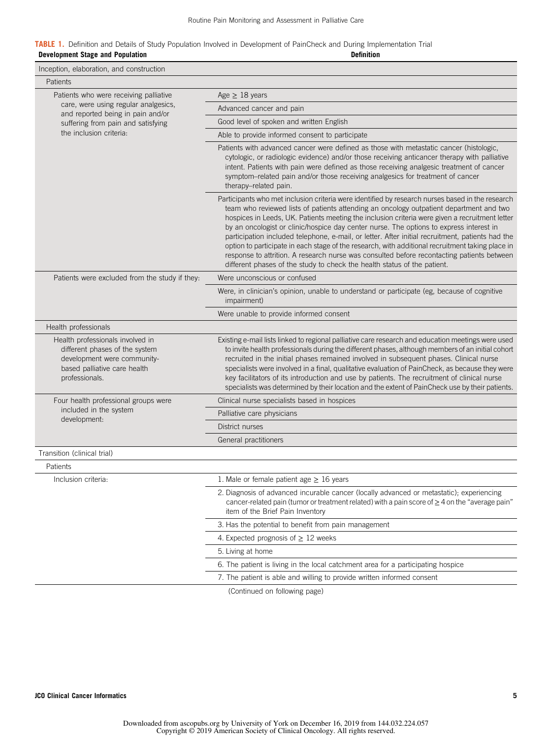**TABLE 1.** Definition and Details of Study Population Involved in Development of PainCheck and During Implementation Trial

| Development Stage and Population | Definition |
|---|---|
| Inception, elaboration, and construction | |
| Patients | |
| Patients who were receiving palliative care, were using regular analgesics, and reported being in pain and/or suffering from pain and satisfying the inclusion criteria: | Age ≥ 18 years |
| | Advanced cancer and pain |
| | Good level of spoken and written English |
| | Able to provide informed consent to participate |
| | Patients with advanced cancer were defined as those with metastatic cancer (histologic, cytologic, or radiologic evidence) and/or those receiving anticancer therapy with palliative intent. Patients with pain were defined as those receiving analgesic treatment of cancer symptom–related pain and/or those receiving analgesics for treatment of cancer therapy–related pain. |
| | Participants who met inclusion criteria were identified by research nurses based in the research team who reviewed lists of patients attending an oncology outpatient department and two hospices in Leeds, UK. Patients meeting the inclusion criteria were given a recruitment letter by an oncologist or clinic/hospice day center nurse. The options to express interest in participation included telephone, e-mail, or letter. After initial recruitment, patients had the option to participate in each stage of the research, with additional recruitment taking place in response to attrition. A research nurse was consulted before recontacting patients between different phases of the study to check the health status of the patient. |
| Patients were excluded from the study if they: | Were unconscious or confused |
| | Were, in clinician's opinion, unable to understand or participate (eg, because of cognitive impairment) |
| | Were unable to provide informed consent |
| Health professionals | |
| Health professionals involved in different phases of the system development were community-based palliative care health professionals. | Existing e-mail lists linked to regional palliative care research and education meetings were used to invite health professionals during the different phases, although members of an initial cohort recruited in the initial phases remained involved in subsequent phases. Clinical nurse specialists were involved in a final, qualitative evaluation of PainCheck, as because they were key facilitators of its introduction and use by patients. The recruitment of clinical nurse specialists was determined by their location and the extent of PainCheck use by their patients. |
| Four health professional groups were included in the system development: | Clinical nurse specialists based in hospices |
| | Palliative care physicians |
| | District nurses |
| | General practitioners |
| Transition (clinical trial) | |
| Patients | |
| Inclusion criteria: | 1. Male or female patient age ≥ 16 years |
| | 2. Diagnosis of advanced incurable cancer (locally advanced or metastatic); experiencing cancer-related pain (tumor or treatment related) with a pain score of ≥ 4 on the "average pain" item of the Brief Pain Inventory |
| | 3. Has the potential to benefit from pain management |
| | 4. Expected prognosis of ≥ 12 weeks |
| | 5. Living at home |
| | 6. The patient is living in the local catchment area for a participating hospice |
| | 7. The patient is able and willing to provide written informed consent |

(Continued on following page)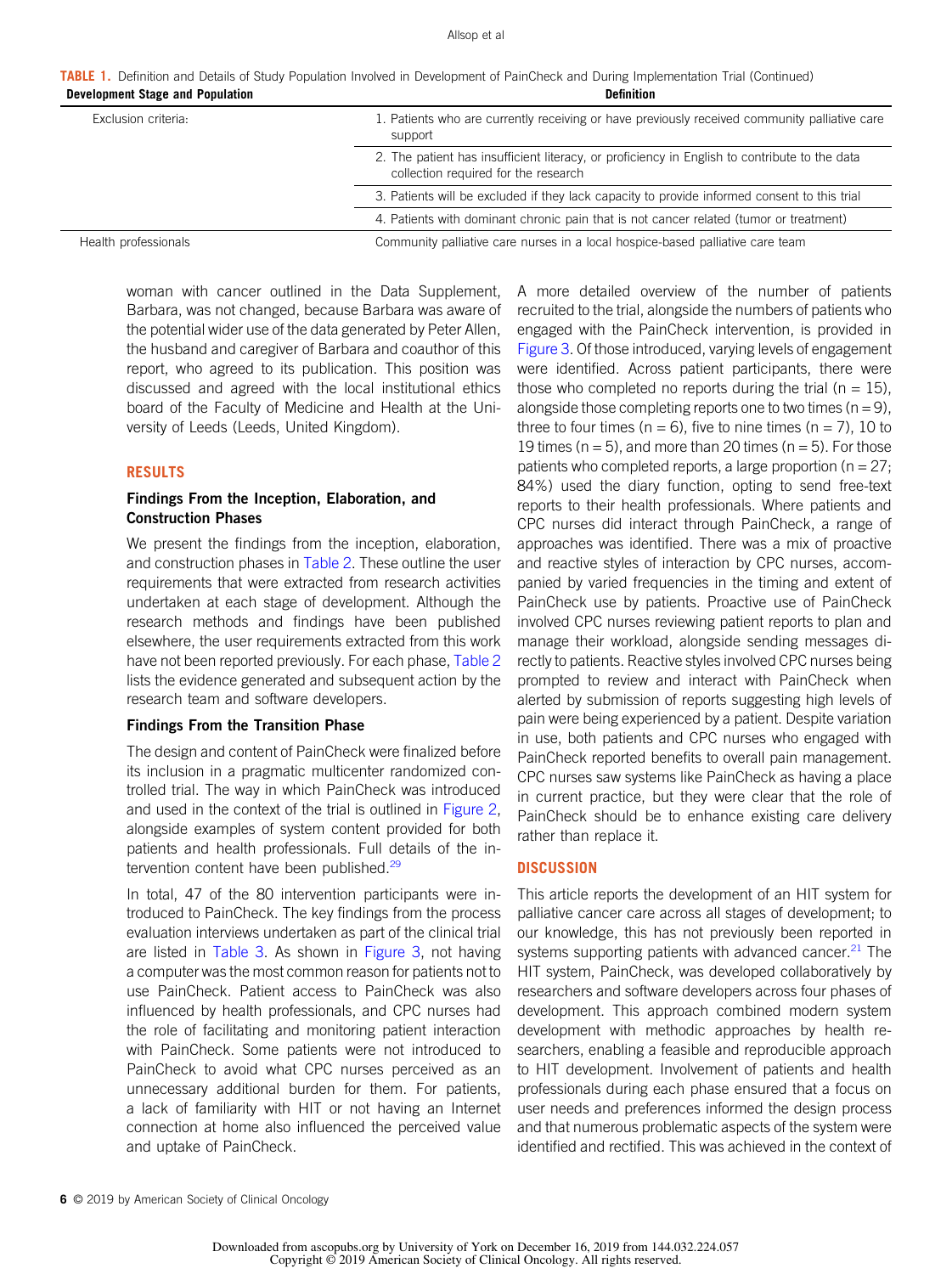**TABLE 1.** Definition and Details of Study Population Involved in Development of PainCheck and During Implementation Trial (Continued)

| Development Stage and Population | Definition |
|---|---|
| Exclusion criteria: | 1. Patients who are currently receiving or have previously received community palliative care support |
| | 2. The patient has insufficient literacy, or proficiency in English to contribute to the data collection required for the research |
| | 3. Patients will be excluded if they lack capacity to provide informed consent to this trial |
| | 4. Patients with dominant chronic pain that is not cancer related (tumor or treatment) |
| Health professionals | Community palliative care nurses in a local hospice-based palliative care team |

woman with cancer outlined in the Data Supplement, Barbara, was not changed, because Barbara was aware of the potential wider use of the data generated by Peter Allen, the husband and caregiver of Barbara and coauthor of this report, who agreed to its publication. This position was discussed and agreed with the local institutional ethics board of the Faculty of Medicine and Health at the University of Leeds (Leeds, United Kingdom).

## RESULTS

### Findings From the Inception, Elaboration, and Construction Phases

We present the findings from the inception, elaboration, and construction phases in Table 2. These outline the user requirements that were extracted from research activities undertaken at each stage of development. Although the research methods and findings have been published elsewhere, the user requirements extracted from this work have not been reported previously. For each phase, Table 2 lists the evidence generated and subsequent action by the research team and software developers.

### Findings From the Transition Phase

The design and content of PainCheck were finalized before its inclusion in a pragmatic multicenter randomized controlled trial. The way in which PainCheck was introduced and used in the context of the trial is outlined in Figure 2, alongside examples of system content provided for both patients and health professionals. Full details of the intervention content have been published.[29]

In total, 47 of the 80 intervention participants were introduced to PainCheck. The key findings from the process evaluation interviews undertaken as part of the clinical trial are listed in Table 3. As shown in Figure 3, not having a computer was the most common reason for patients not to use PainCheck. Patient access to PainCheck was also influenced by health professionals, and CPC nurses had the role of facilitating and monitoring patient interaction with PainCheck. Some patients were not introduced to PainCheck to avoid what CPC nurses perceived as an unnecessary additional burden for them. For patients, a lack of familiarity with HIT or not having an Internet connection at home also influenced the perceived value and uptake of PainCheck.

A more detailed overview of the number of patients recruited to the trial, alongside the numbers of patients who engaged with the PainCheck intervention, is provided in Figure 3. Of those introduced, varying levels of engagement were identified. Across patient participants, there were those who completed no reports during the trial (n = 15), alongside those completing reports one to two times (n = 9), three to four times (n = 6), five to nine times (n = 7), 10 to 19 times (n = 5), and more than 20 times (n = 5). For those patients who completed reports, a large proportion (n = 27; 84%) used the diary function, opting to send free-text reports to their health professionals. Where patients and CPC nurses did interact through PainCheck, a range of approaches was identified. There was a mix of proactive and reactive styles of interaction by CPC nurses, accompanied by varied frequencies in the timing and extent of PainCheck use by patients. Proactive use of PainCheck involved CPC nurses reviewing patient reports to plan and manage their workload, alongside sending messages directly to patients. Reactive styles involved CPC nurses being prompted to review and interact with PainCheck when alerted by submission of reports suggesting high levels of pain were being experienced by a patient. Despite variation in use, both patients and CPC nurses who engaged with PainCheck reported benefits to overall pain management. CPC nurses saw systems like PainCheck as having a place in current practice, but they were clear that the role of PainCheck should be to enhance existing care delivery rather than replace it.

## DISCUSSION

This article reports the development of an HIT system for palliative cancer care across all stages of development; to our knowledge, this has not previously been reported in systems supporting patients with advanced cancer.[21] The HIT system, PainCheck, was developed collaboratively by researchers and software developers across four phases of development. This approach combined modern system development with methodic approaches by health researchers, enabling a feasible and reproducible approach to HIT development. Involvement of patients and health professionals during each phase ensured that a focus on user needs and preferences informed the design process and that numerous problematic aspects of the system were identified and rectified. This was achieved in the context of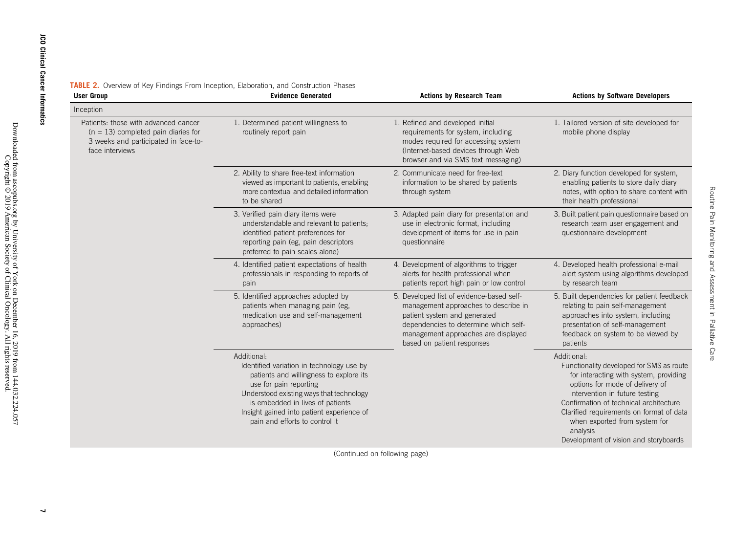**TABLE 2.** Overview of Key Findings From Inception, Elaboration, and Construction Phases

| User Group | Evidence Generated | Actions by Research Team | Actions by Software Developers |
|---|---|---|---|
| Inception | | | |
| Patients: those with advanced cancer (n = 13) completed pain diaries for 3 weeks and participated in face-to-face interviews | 1. Determined patient willingness to routinely report pain | 1. Refined and developed initial requirements for system, including modes required for accessing system (Internet-based devices through Web browser and via SMS text messaging) | 1. Tailored version of site developed for mobile phone display |
| | 2. Ability to share free-text information viewed as important to patients, enabling more contextual and detailed information to be shared | 2. Communicate need for free-text information to be shared by patients through system | 2. Diary function developed for system, enabling patients to store daily diary notes, with option to share content with their health professional |
| | 3. Verified pain diary items were understandable and relevant to patients; identified patient preferences for reporting pain (eg, pain descriptors preferred to pain scales alone) | 3. Adapted pain diary for presentation and use in electronic format, including development of items for use in pain questionnaire | 3. Built patient pain questionnaire based on research team user engagement and questionnaire development |
| | 4. Identified patient expectations of health professionals in responding to reports of pain | 4. Development of algorithms to trigger alerts for health professional when patients report high pain or low control | 4. Developed health professional e-mail alert system using algorithms developed by research team |
| | 5. Identified approaches adopted by patients when managing pain (eg, medication use and self-management approaches) | 5. Developed list of evidence-based self-management approaches to describe in patient system and generated dependencies to determine which self-management approaches are displayed based on patient responses | 5. Built dependencies for patient feedback relating to pain self-management approaches into system, including presentation of self-management feedback on system to be viewed by patients |
| | Additional:<br>Identified variation in technology use by patients and willingness to explore its use for pain reporting<br>Understood existing ways that technology is embedded in lives of patients<br>Insight gained into patient experience of pain and efforts to control it | | Additional:<br>Functionality developed for SMS as route for interacting with system, providing options for mode of delivery of intervention in future testing<br>Confirmation of technical architecture<br>Clarified requirements on format of data when exported from system for analysis<br>Development of vision and storyboards |

(Continued on following page)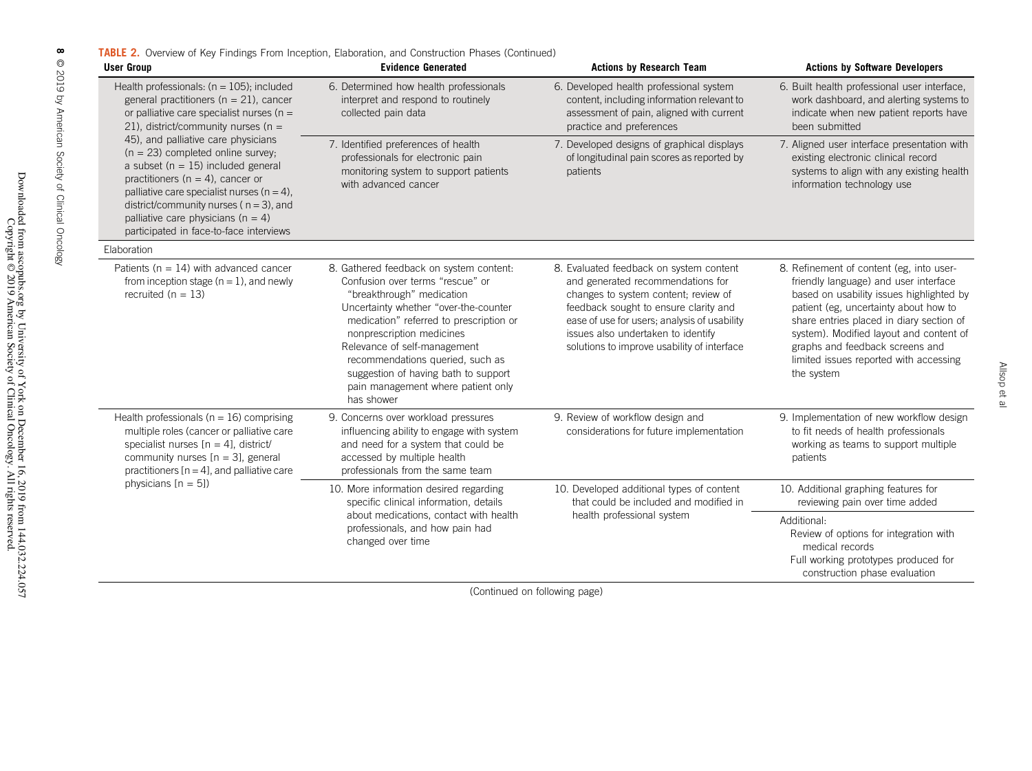**TABLE 2.** Overview of Key Findings From Inception, Elaboration, and Construction Phases (Continued)

| User Group | Evidence Generated | Actions by Research Team | Actions by Software Developers |
|---|---|---|---|
| Health professionals: (n = 105); included general practitioners (n = 21), cancer or palliative care specialist nurses (n = 21), district/community nurses (n = 45), and palliative care physicians (n = 23) completed online survey; a subset (n = 15) included general practitioners (n = 4), cancer or palliative care specialist nurses (n = 4), district/community nurses ( n = 3), and palliative care physicians (n = 4) participated in face-to-face interviews | 6. Determined how health professionals interpret and respond to routinely collected pain data | 6. Developed health professional system content, including information relevant to assessment of pain, aligned with current practice and preferences | 6. Built health professional user interface, work dashboard, and alerting systems to indicate when new patient reports have been submitted |
| | 7. Identified preferences of health professionals for electronic pain monitoring system to support patients with advanced cancer | 7. Developed designs of graphical displays of longitudinal pain scores as reported by patients | 7. Aligned user interface presentation with existing electronic clinical record systems to align with any existing health information technology use |
| Elaboration | | | |
| Patients (n = 14) with advanced cancer from inception stage (n = 1), and newly recruited (n = 13) | 8. Gathered feedback on system content: Confusion over terms "rescue" or "breakthrough" medication; Uncertainty whether "over-the-counter medication" referred to prescription or nonprescription medicines; Relevance of self-management recommendations queried, such as suggestion of having bath to support pain management where patient only has shower | 8. Evaluated feedback on system content and generated recommendations for changes to system content; review of feedback sought to ensure clarity and ease of use for users; analysis of usability issues also undertaken to identify solutions to improve usability of interface | 8. Refinement of content (eg, into user-friendly language) and user interface based on usability issues highlighted by patient (eg, uncertainty about how to share entries placed in diary section of system). Modified layout and content of graphs and feedback screens and limited issues reported with accessing the system |
| Health professionals (n = 16) comprising multiple roles (cancer or palliative care specialist nurses [n = 4], district/community nurses [n = 3], general practitioners [n = 4], and palliative care physicians [n = 5]) | 9. Concerns over workload pressures influencing ability to engage with system and need for a system that could be accessed by multiple health professionals from the same team | 9. Review of workflow design and considerations for future implementation | 9. Implementation of new workflow design to fit needs of health professionals working as teams to support multiple patients |
| | 10. More information desired regarding specific clinical information, details about medications, contact with health professionals, and how pain had changed over time | 10. Developed additional types of content that could be included and modified in health professional system | 10. Additional graphing features for reviewing pain over time added |
| | | | Additional: Review of options for integration with medical records; Full working prototypes produced for construction phase evaluation |

(Continued on following page)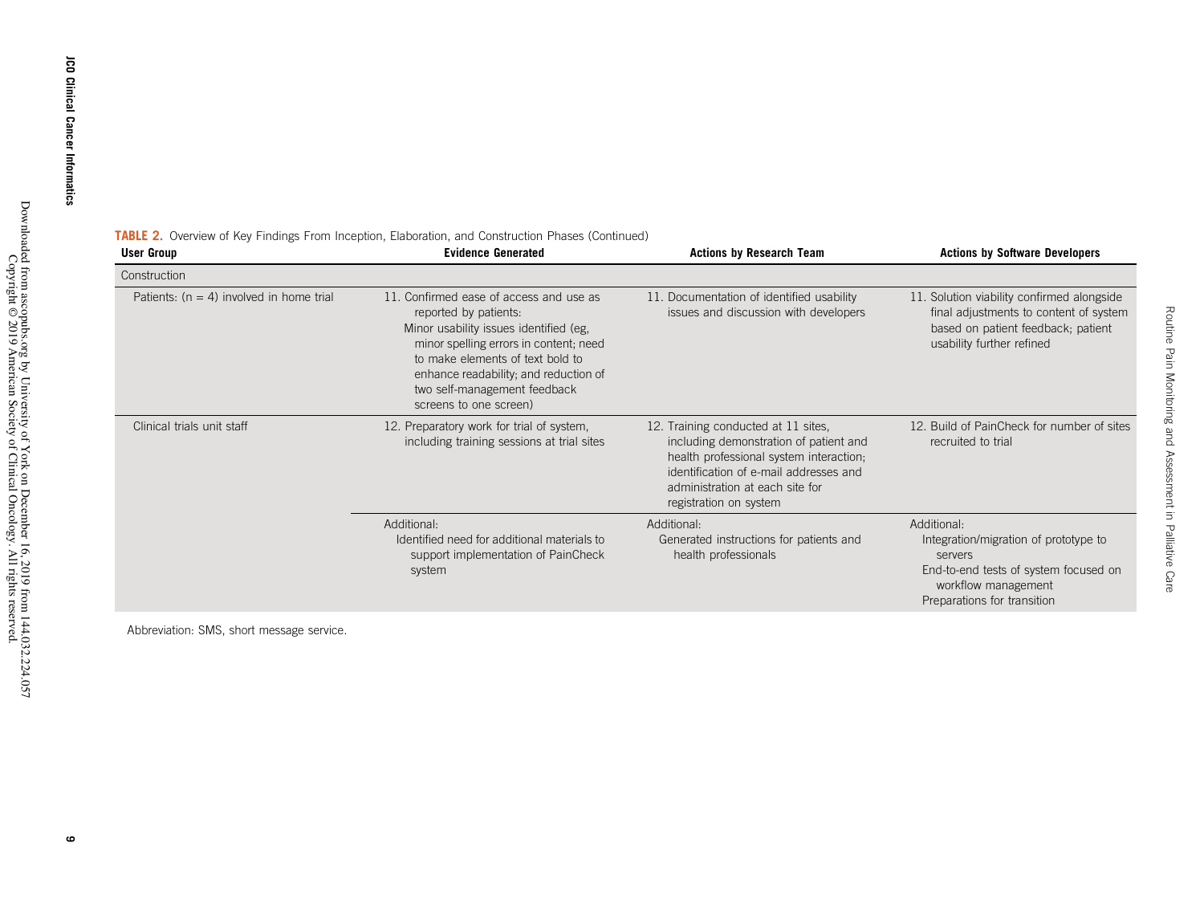**TABLE 2.** Overview of Key Findings From Inception, Elaboration, and Construction Phases (Continued)

| User Group | Evidence Generated | Actions by Research Team | Actions by Software Developers |
|---|---|---|---|
| Construction | | | |
| Patients: (n = 4) involved in home trial | 11. Confirmed ease of access and use as reported by patients: Minor usability issues identified (eg, minor spelling errors in content; need to make elements of text bold to enhance readability; and reduction of two self-management feedback screens to one screen) | 11. Documentation of identified usability issues and discussion with developers | 11. Solution viability confirmed alongside final adjustments to content of system based on patient feedback; patient usability further refined |
| Clinical trials unit staff | 12. Preparatory work for trial of system, including training sessions at trial sites | 12. Training conducted at 11 sites, including demonstration of patient and health professional system interaction; identification of e-mail addresses and administration at each site for registration on system | 12. Build of PainCheck for number of sites recruited to trial |
| | Additional: Identified need for additional materials to support implementation of PainCheck system | Additional: Generated instructions for patients and health professionals | Additional: Integration/migration of prototype to servers; End-to-end tests of system focused on workflow management; Preparations for transition |

Abbreviation: SMS, short message service.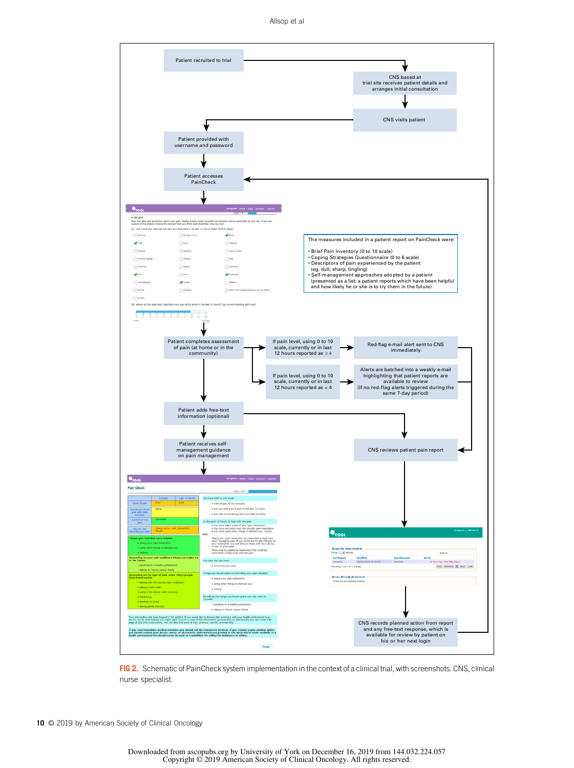Patient recruited to trial

CNS based at trial site receives patient details and arranges initial consultation

CNS visits patient

Patient provided with username and password

Patient accesses PainCheck

The measures included in a patient report on PainCheck were:

- Brief Pain Inventory (0 to 10 scale)
- Coping Strategies Questionnaire (0 to 6 scale)
- Descriptors of pain experienced by the patient (eg, dull, sharp, tingling)
- Self-management approaches adopted by a patient (presented as a list; a patient reports which have been helpful and how likely he or she is to try them in the future)

Patient completes assessment of pain (at home or in the community)

If pain level, using 0 to 10 scale, currently or in last 12 hours reported as ≥ 4

Red-flag e-mail alert sent to CNS immediately

If pain level, using 0 to 10 scale, currently or in last 12 hours reported as < 4

Alerts are batched into a weekly e-mail highlighting that patient reports are available to review (if no red-flag alerts triggered during the same 7-day period)

Patient adds free-text information (optional)

Patient receives self-management guidance on pain management

CNS reviews patient pain report

CNS records planned action from report and any free-text response, which is available for review by patient on his or her next login

**FIG 2.** Schematic of PainCheck system implementation in the context of a clinical trial, with screenshots. CNS, clinical nurse specialist.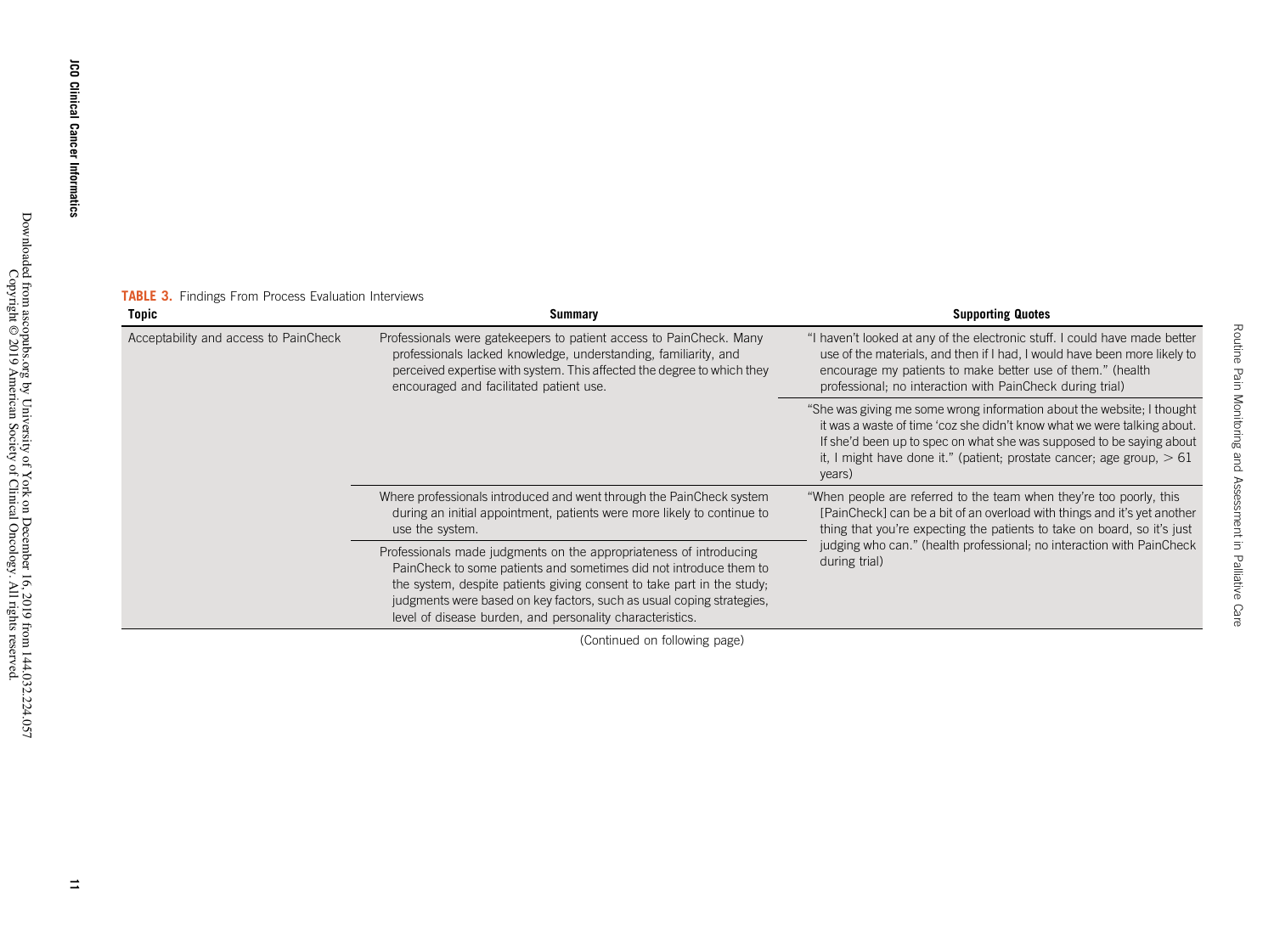**TABLE 3.** Findings From Process Evaluation Interviews

| Topic | Summary | Supporting Quotes |
| --- | --- | --- |
| Acceptability and access to PainCheck | Professionals were gatekeepers to patient access to PainCheck. Many professionals lacked knowledge, understanding, familiarity, and perceived expertise with system. This affected the degree to which they encouraged and facilitated patient use. | "I haven't looked at any of the electronic stuff. I could have made better use of the materials, and then if I had, I would have been more likely to encourage my patients to make better use of them." (health professional; no interaction with PainCheck during trial) |
| | | "She was giving me some wrong information about the website; I thought it was a waste of time 'coz she didn't know what we were talking about. If she'd been up to spec on what she was supposed to be saying about it, I might have done it." (patient; prostate cancer; age group, > 61 years) |
| | Where professionals introduced and went through the PainCheck system during an initial appointment, patients were more likely to continue to use the system. | "When people are referred to the team when they're too poorly, this [PainCheck] can be a bit of an overload with things and it's yet another thing that you're expecting the patients to take on board, so it's just judging who can." (health professional; no interaction with PainCheck during trial) |
| | Professionals made judgments on the appropriateness of introducing PainCheck to some patients and sometimes did not introduce them to the system, despite patients giving consent to take part in the study; judgments were based on key factors, such as usual coping strategies, level of disease burden, and personality characteristics. | |

(Continued on following page)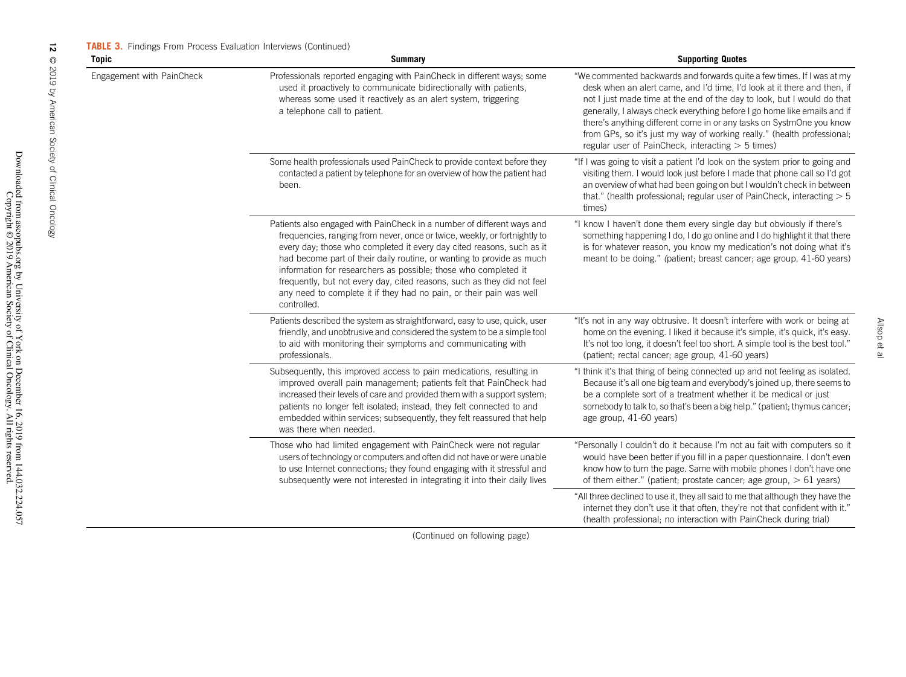**TABLE 3.** Findings From Process Evaluation Interviews (Continued)

| Topic | Summary | Supporting Quotes |
|---|---|---|
| Engagement with PainCheck | Professionals reported engaging with PainCheck in different ways; some used it proactively to communicate bidirectionally with patients, whereas some used it reactively as an alert system, triggering a telephone call to patient. | "We commented backwards and forwards quite a few times. If I was at my desk when an alert came, and I'd time, I'd look at it there and then, if not I just made time at the end of the day to look, but I would do that generally, I always check everything before I go home like emails and if there's anything different come in or any tasks on SystmOne you know from GPs, so it's just my way of working really." (health professional; regular user of PainCheck, interacting > 5 times) |
| | Some health professionals used PainCheck to provide context before they contacted a patient by telephone for an overview of how the patient had been. | "If I was going to visit a patient I'd look on the system prior to going and visiting them. I would look just before I made that phone call so I'd got an overview of what had been going on but I wouldn't check in between that." (health professional; regular user of PainCheck, interacting > 5 times) |
| | Patients also engaged with PainCheck in a number of different ways and frequencies, ranging from never, once or twice, weekly, or fortnightly to every day; those who completed it every day cited reasons, such as it had become part of their daily routine, or wanting to provide as much information for researchers as possible; those who completed it frequently, but not every day, cited reasons, such as they did not feel any need to complete it if they had no pain, or their pain was well controlled. | "I know I haven't done them every single day but obviously if there's something happening I do, I do go online and I do highlight it that there is for whatever reason, you know my medication's not doing what it's meant to be doing." (patient; breast cancer; age group, 41-60 years) |
| | Patients described the system as straightforward, easy to use, quick, user friendly, and unobtrusive and considered the system to be a simple tool to aid with monitoring their symptoms and communicating with professionals. | "It's not in any way obtrusive. It doesn't interfere with work or being at home on the evening. I liked it because it's simple, it's quick, it's easy. It's not too long, it doesn't feel too short. A simple tool is the best tool." (patient; rectal cancer; age group, 41-60 years) |
| | Subsequently, this improved access to pain medications, resulting in improved overall pain management; patients felt that PainCheck had increased their levels of care and provided them with a support system; patients no longer felt isolated; instead, they felt connected to and embedded within services; subsequently, they felt reassured that help was there when needed. | "I think it's that thing of being connected up and not feeling as isolated. Because it's all one big team and everybody's joined up, there seems to be a complete sort of a treatment whether it be medical or just somebody to talk to, so that's been a big help." (patient; thymus cancer; age group, 41-60 years) |
| | Those who had limited engagement with PainCheck were not regular users of technology or computers and often did not have or were unable to use Internet connections; they found engaging with it stressful and subsequently were not interested in integrating it into their daily lives | "Personally I couldn't do it because I'm not au fait with computers so it would have been better if you fill in a paper questionnaire. I don't even know how to turn the page. Same with mobile phones I don't have one of them either." (patient; prostate cancer; age group, > 61 years) |
| | | "All three declined to use it, they all said to me that although they have the internet they don't use it that often, they're not that confident with it." (health professional; no interaction with PainCheck during trial) |

(Continued on following page)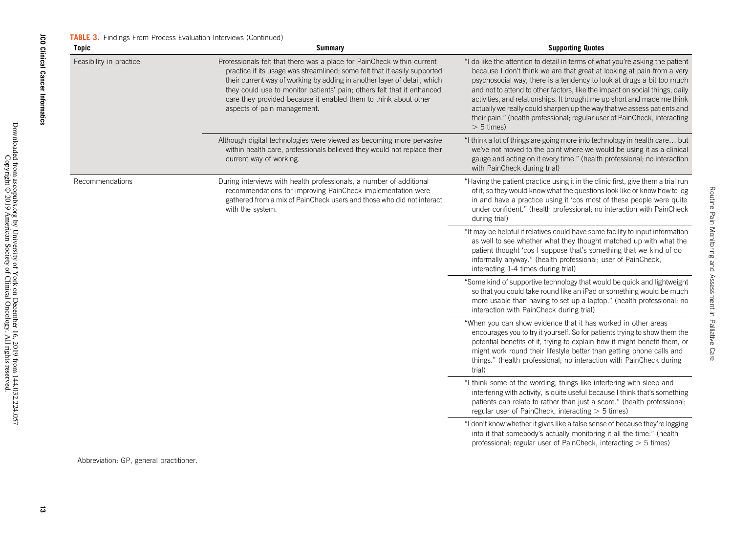**TABLE 3.** Findings From Process Evaluation Interviews (Continued)

| Topic | Summary | Supporting Quotes |
|---|---|---|
| Feasibility in practice | Professionals felt that there was a place for PainCheck within current practice if its usage was streamlined; some felt that it easily supported their current way of working by adding in another layer of detail, which they could use to monitor patients' pain; others felt that it enhanced care they provided because it enabled them to think about other aspects of pain management. | "I do like the attention to detail in terms of what you're asking the patient because I don't think we are that great at looking at pain from a very psychosocial way, there is a tendency to look at drugs a bit too much and not to attend to other factors, like the impact on social things, daily activities, and relationships. It brought me up short and made me think actually we really could sharpen up the way that we assess patients and their pain." (health professional; regular user of PainCheck, interacting > 5 times) |
| | Although digital technologies were viewed as becoming more pervasive within health care, professionals believed they would not replace their current way of working. | "I think a lot of things are going more into technology in health care… but we've not moved to the point where we would be using it as a clinical gauge and acting on it every time." (health professional; no interaction with PainCheck during trial) |
| Recommendations | During interviews with health professionals, a number of additional recommendations for improving PainCheck implementation were gathered from a mix of PainCheck users and those who did not interact with the system. | "Having the patient practice using it in the clinic first, give them a trial run of it, so they would know what the questions look like or know how to log in and have a practice using it 'cos most of these people were quite under confident." (health professional; no interaction with PainCheck during trial) |
| | | "It may be helpful if relatives could have some facility to input information as well to see whether what they thought matched up with what the patient thought 'cos I suppose that's something that we kind of do informally anyway." (health professional; user of PainCheck, interacting 1-4 times during trial) |
| | | "Some kind of supportive technology that would be quick and lightweight so that you could take round like an iPad or something would be much more usable than having to set up a laptop." (health professional; no interaction with PainCheck during trial) |
| | | "When you can show evidence that it has worked in other areas encourages you to try it yourself. So for patients trying to show them the potential benefits of it, trying to explain how it might benefit them, or might work round their lifestyle better than getting phone calls and things." (health professional; no interaction with PainCheck during trial) |
| | | "I think some of the wording, things like interfering with sleep and interfering with activity, is quite useful because I think that's something patients can relate to rather than just a score." (health professional; regular user of PainCheck, interacting > 5 times) |
| | | "I don't know whether it gives like a false sense of because they're logging into it that somebody's actually monitoring it all the time." (health professional; regular user of PainCheck, interacting > 5 times) |

Abbreviation: GP, general practitioner.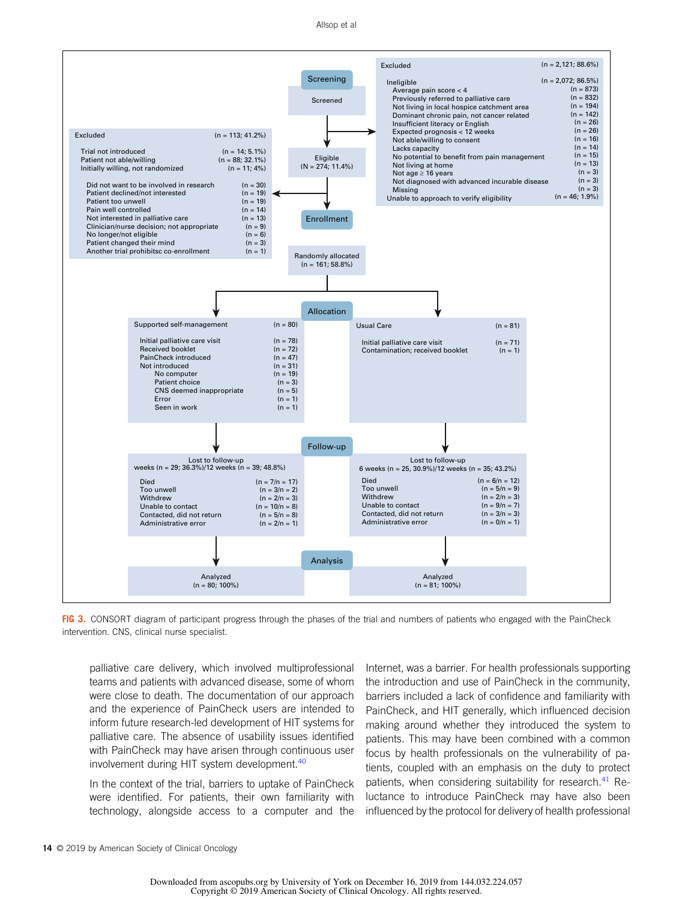Screening

Screened

Excluded (n = 2,121; 88.6%)

Ineligible (n = 2,072; 86.5%)
- Average pain score < 4 (n = 873)
- Previously referred to palliative care (n = 832)
- Not living in local hospice catchment area (n = 194)
- Dominant chronic pain, not cancer related (n = 142)
- Insufficient literacy or English (n = 26)
- Expected prognosis < 12 weeks (n = 26)
- Not able/willing to consent (n = 16)
- Lacks capacity (n = 14)
- No potential to benefit from pain management (n = 15)
- Not living at home (n = 13)
- Not age ≥ 16 years (n = 3)
- Not diagnosed with advanced incurable disease (n = 3)
- Missing (n = 3)

Unable to approach to verify eligibility (n = 46; 1.9%)

Eligible (N = 274; 11.4%)

Excluded (n = 113; 41.2%)

- Trial not introduced (n = 14; 5.1%)
- Patient not able/willing (n = 88; 32.1%)
- Initially willing, not randomized (n = 11; 4%)

- Did not want to be involved in research (n = 30)
- Patient declined/not interested (n = 19)
- Patient too unwell (n = 19)
- Pain well controlled (n = 14)
- Not interested in palliative care (n = 13)
- Clinician/nurse decision; not appropriate (n = 9)
- No longer/not eligible (n = 6)
- Patient changed their mind (n = 3)
- Another trial prohibitsc co-enrollment (n = 1)

Enrollment

Randomly allocated (n = 161; 58.8%)

Allocation

Supported self-management (n = 80)
- Initial palliative care visit (n = 78)
- Received booklet (n = 72)
- PainCheck introduced (n = 47)
- Not introduced (n = 31)
  - No computer (n = 19)
  - Patient choice (n = 3)
  - CNS deemed inappropriate (n = 5)
  - Error (n = 1)
  - Seen in work (n = 1)

Usual Care (n = 81)
- Initial palliative care visit (n = 71)
- Contamination; received booklet (n = 1)

Follow-up

Lost to follow-up weeks (n = 29; 36.3%)/12 weeks (n = 39; 48.8%)
- Died (n = 7/n = 17)
- Too unwell (n = 3/n = 2)
- Withdrew (n = 2/n = 3)
- Unable to contact (n = 10/n = 8)
- Contacted, did not return (n = 5/n = 8)
- Administrative error (n = 2/n = 1)

Lost to follow-up 6 weeks (n = 25, 30.9%)/12 weeks (n = 35; 43.2%)
- Died (n = 6/n = 12)
- Too unwell (n = 5/n = 9)
- Withdrew (n = 2/n = 3)
- Unable to contact (n = 9/n = 7)
- Contacted, did not return (n = 3/n = 3)
- Administrative error (n = 0/n = 1)

Analysis

Analyzed (n = 80; 100%)

Analyzed (n = 81; 100%)

**FIG 3.** CONSORT diagram of participant progress through the phases of the trial and numbers of patients who engaged with the PainCheck intervention. CNS, clinical nurse specialist.

palliative care delivery, which involved multiprofessional teams and patients with advanced disease, some of whom were close to death. The documentation of our approach and the experience of PainCheck users are intended to inform future research-led development of HIT systems for palliative care. The absence of usability issues identified with PainCheck may have arisen through continuous user involvement during HIT system development.[40]

In the context of the trial, barriers to uptake of PainCheck were identified. For patients, their own familiarity with technology, alongside access to a computer and the Internet, was a barrier. For health professionals supporting the introduction and use of PainCheck in the community, barriers included a lack of confidence and familiarity with PainCheck, and HIT generally, which influenced decision making around whether they introduced the system to patients. This may have been combined with a common focus by health professionals on the vulnerability of patients, coupled with an emphasis on the duty to protect patients, when considering suitability for research.[41] Reluctance to introduce PainCheck may have also been influenced by the protocol for delivery of health professional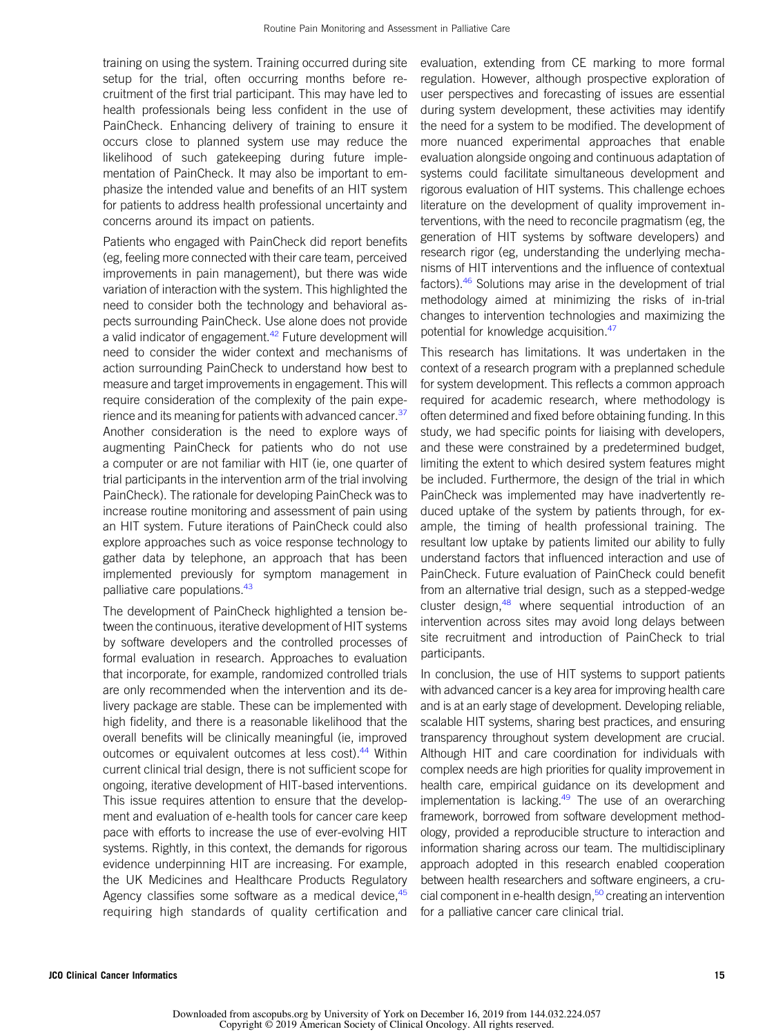training on using the system. Training occurred during site setup for the trial, often occurring months before recruitment of the first trial participant. This may have led to health professionals being less confident in the use of PainCheck. Enhancing delivery of training to ensure it occurs close to planned system use may reduce the likelihood of such gatekeeping during future implementation of PainCheck. It may also be important to emphasize the intended value and benefits of an HIT system for patients to address health professional uncertainty and concerns around its impact on patients.

Patients who engaged with PainCheck did report benefits (eg, feeling more connected with their care team, perceived improvements in pain management), but there was wide variation of interaction with the system. This highlighted the need to consider both the technology and behavioral aspects surrounding PainCheck. Use alone does not provide a valid indicator of engagement.[42] Future development will need to consider the wider context and mechanisms of action surrounding PainCheck to understand how best to measure and target improvements in engagement. This will require consideration of the complexity of the pain experience and its meaning for patients with advanced cancer.[37] Another consideration is the need to explore ways of augmenting PainCheck for patients who do not use a computer or are not familiar with HIT (ie, one quarter of trial participants in the intervention arm of the trial involving PainCheck). The rationale for developing PainCheck was to increase routine monitoring and assessment of pain using an HIT system. Future iterations of PainCheck could also explore approaches such as voice response technology to gather data by telephone, an approach that has been implemented previously for symptom management in palliative care populations.[43]

The development of PainCheck highlighted a tension between the continuous, iterative development of HIT systems by software developers and the controlled processes of formal evaluation in research. Approaches to evaluation that incorporate, for example, randomized controlled trials are only recommended when the intervention and its delivery package are stable. These can be implemented with high fidelity, and there is a reasonable likelihood that the overall benefits will be clinically meaningful (ie, improved outcomes or equivalent outcomes at less cost).[44] Within current clinical trial design, there is not sufficient scope for ongoing, iterative development of HIT-based interventions. This issue requires attention to ensure that the development and evaluation of e-health tools for cancer care keep pace with efforts to increase the use of ever-evolving HIT systems. Rightly, in this context, the demands for rigorous evidence underpinning HIT are increasing. For example, the UK Medicines and Healthcare Products Regulatory Agency classifies some software as a medical device,[45] requiring high standards of quality certification and evaluation, extending from CE marking to more formal regulation. However, although prospective exploration of user perspectives and forecasting of issues are essential during system development, these activities may identify the need for a system to be modified. The development of more nuanced experimental approaches that enable evaluation alongside ongoing and continuous adaptation of systems could facilitate simultaneous development and rigorous evaluation of HIT systems. This challenge echoes literature on the development of quality improvement interventions, with the need to reconcile pragmatism (eg, the generation of HIT systems by software developers) and research rigor (eg, understanding the underlying mechanisms of HIT interventions and the influence of contextual factors).[46] Solutions may arise in the development of trial methodology aimed at minimizing the risks of in-trial changes to intervention technologies and maximizing the potential for knowledge acquisition.[47]

This research has limitations. It was undertaken in the context of a research program with a preplanned schedule for system development. This reflects a common approach required for academic research, where methodology is often determined and fixed before obtaining funding. In this study, we had specific points for liaising with developers, and these were constrained by a predetermined budget, limiting the extent to which desired system features might be included. Furthermore, the design of the trial in which PainCheck was implemented may have inadvertently reduced uptake of the system by patients through, for example, the timing of health professional training. The resultant low uptake by patients limited our ability to fully understand factors that influenced interaction and use of PainCheck. Future evaluation of PainCheck could benefit from an alternative trial design, such as a stepped-wedge cluster design,[48] where sequential introduction of an intervention across sites may avoid long delays between site recruitment and introduction of PainCheck to trial participants.

In conclusion, the use of HIT systems to support patients with advanced cancer is a key area for improving health care and is at an early stage of development. Developing reliable, scalable HIT systems, sharing best practices, and ensuring transparency throughout system development are crucial. Although HIT and care coordination for individuals with complex needs are high priorities for quality improvement in health care, empirical guidance on its development and implementation is lacking.[49] The use of an overarching framework, borrowed from software development methodology, provided a reproducible structure to interaction and information sharing across our team. The multidisciplinary approach adopted in this research enabled cooperation between health researchers and software engineers, a crucial component in e-health design,[50] creating an intervention for a palliative cancer care clinical trial.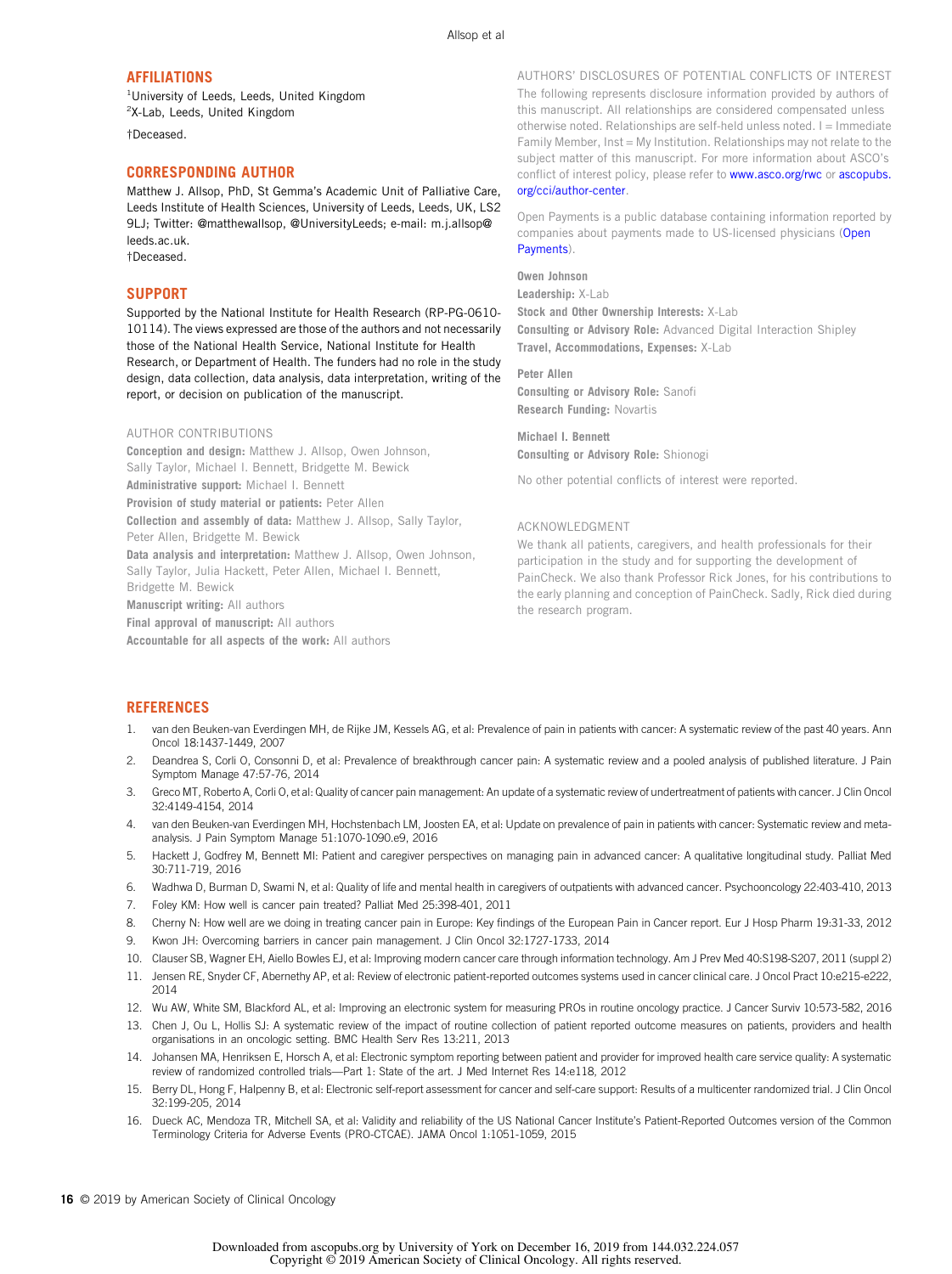## AFFILIATIONS

[1]University of Leeds, Leeds, United Kingdom
[2]X-Lab, Leeds, United Kingdom

†Deceased.

## CORRESPONDING AUTHOR

Matthew J. Allsop, PhD, St Gemma's Academic Unit of Palliative Care, Leeds Institute of Health Sciences, University of Leeds, Leeds, UK, LS2 9LJ; Twitter: @matthewallsop, @UniversityLeeds; e-mail: m.j.allsop@leeds.ac.uk.
†Deceased.

## SUPPORT

Supported by the National Institute for Health Research (RP-PG-0610-10114). The views expressed are those of the authors and not necessarily those of the National Health Service, National Institute for Health Research, or Department of Health. The funders had no role in the study design, data collection, data analysis, data interpretation, writing of the report, or decision on publication of the manuscript.

### AUTHOR CONTRIBUTIONS

**Conception and design:** Matthew J. Allsop, Owen Johnson, Sally Taylor, Michael I. Bennett, Bridgette M. Bewick
**Administrative support:** Michael I. Bennett
**Provision of study material or patients:** Peter Allen
**Collection and assembly of data:** Matthew J. Allsop, Sally Taylor, Peter Allen, Bridgette M. Bewick
**Data analysis and interpretation:** Matthew J. Allsop, Owen Johnson, Sally Taylor, Julia Hackett, Peter Allen, Michael I. Bennett, Bridgette M. Bewick
**Manuscript writing:** All authors
**Final approval of manuscript:** All authors
**Accountable for all aspects of the work:** All authors

### AUTHORS' DISCLOSURES OF POTENTIAL CONFLICTS OF INTEREST

The following represents disclosure information provided by authors of this manuscript. All relationships are considered compensated unless otherwise noted. Relationships are self-held unless noted. I = Immediate Family Member, Inst = My Institution. Relationships may not relate to the subject matter of this manuscript. For more information about ASCO's conflict of interest policy, please refer to www.asco.org/rwc or ascopubs.org/cci/author-center.

Open Payments is a public database containing information reported by companies about payments made to US-licensed physicians (Open Payments).

**Owen Johnson**
**Leadership:** X-Lab
**Stock and Other Ownership Interests:** X-Lab
**Consulting or Advisory Role:** Advanced Digital Interaction Shipley
**Travel, Accommodations, Expenses:** X-Lab

**Peter Allen**
**Consulting or Advisory Role:** Sanofi
**Research Funding:** Novartis

**Michael I. Bennett**
**Consulting or Advisory Role:** Shionogi

No other potential conflicts of interest were reported.

### ACKNOWLEDGMENT

We thank all patients, caregivers, and health professionals for their participation in the study and for supporting the development of PainCheck. We also thank Professor Rick Jones, for his contributions to the early planning and conception of PainCheck. Sadly, Rick died during the research program.

## REFERENCES

1. van den Beuken-van Everdingen MH, de Rijke JM, Kessels AG, et al: Prevalence of pain in patients with cancer: A systematic review of the past 40 years. Ann Oncol 18:1437-1449, 2007
2. Deandrea S, Corli O, Consonni D, et al: Prevalence of breakthrough cancer pain: A systematic review and a pooled analysis of published literature. J Pain Symptom Manage 47:57-76, 2014
3. Greco MT, Roberto A, Corli O, et al: Quality of cancer pain management: An update of a systematic review of undertreatment of patients with cancer. J Clin Oncol 32:4149-4154, 2014
4. van den Beuken-van Everdingen MH, Hochstenbach LM, Joosten EA, et al: Update on prevalence of pain in patients with cancer: Systematic review and meta-analysis. J Pain Symptom Manage 51:1070-1090.e9, 2016
5. Hackett J, Godfrey M, Bennett MI: Patient and caregiver perspectives on managing pain in advanced cancer: A qualitative longitudinal study. Palliat Med 30:711-719, 2016
6. Wadhwa D, Burman D, Swami N, et al: Quality of life and mental health in caregivers of outpatients with advanced cancer. Psychooncology 22:403-410, 2013
7. Foley KM: How well is cancer pain treated? Palliat Med 25:398-401, 2011
8. Cherny N: How well are we doing in treating cancer pain in Europe: Key findings of the European Pain in Cancer report. Eur J Hosp Pharm 19:31-33, 2012
9. Kwon JH: Overcoming barriers in cancer pain management. J Clin Oncol 32:1727-1733, 2014
10. Clauser SB, Wagner EH, Aiello Bowles EJ, et al: Improving modern cancer care through information technology. Am J Prev Med 40:S198-S207, 2011 (suppl 2)
11. Jensen RE, Snyder CF, Abernethy AP, et al: Review of electronic patient-reported outcomes systems used in cancer clinical care. J Oncol Pract 10:e215-e222, 2014
12. Wu AW, White SM, Blackford AL, et al: Improving an electronic system for measuring PROs in routine oncology practice. J Cancer Surviv 10:573-582, 2016
13. Chen J, Ou L, Hollis SJ: A systematic review of the impact of routine collection of patient reported outcome measures on patients, providers and health organisations in an oncologic setting. BMC Health Serv Res 13:211, 2013
14. Johansen MA, Henriksen E, Horsch A, et al: Electronic symptom reporting between patient and provider for improved health care service quality: A systematic review of randomized controlled trials—Part 1: State of the art. J Med Internet Res 14:e118, 2012
15. Berry DL, Hong F, Halpenny B, et al: Electronic self-report assessment for cancer and self-care support: Results of a multicenter randomized trial. J Clin Oncol 32:199-205, 2014
16. Dueck AC, Mendoza TR, Mitchell SA, et al: Validity and reliability of the US National Cancer Institute's Patient-Reported Outcomes version of the Common Terminology Criteria for Adverse Events (PRO-CTCAE). JAMA Oncol 1:1051-1059, 2015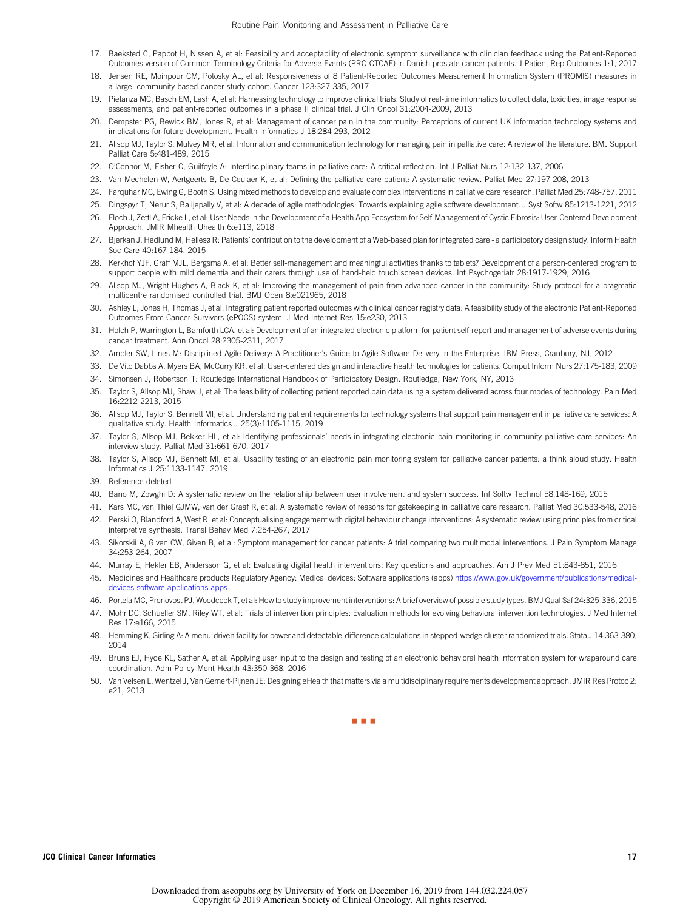17. Baeksted C, Pappot H, Nissen A, et al: Feasibility and acceptability of electronic symptom surveillance with clinician feedback using the Patient-Reported Outcomes version of Common Terminology Criteria for Adverse Events (PRO-CTCAE) in Danish prostate cancer patients. J Patient Rep Outcomes 1:1, 2017
18. Jensen RE, Moinpour CM, Potosky AL, et al: Responsiveness of 8 Patient-Reported Outcomes Measurement Information System (PROMIS) measures in a large, community-based cancer study cohort. Cancer 123:327-335, 2017
19. Pietanza MC, Basch EM, Lash A, et al: Harnessing technology to improve clinical trials: Study of real-time informatics to collect data, toxicities, image response assessments, and patient-reported outcomes in a phase II clinical trial. J Clin Oncol 31:2004-2009, 2013
20. Dempster PG, Bewick BM, Jones R, et al: Management of cancer pain in the community: Perceptions of current UK information technology systems and implications for future development. Health Informatics J 18:284-293, 2012
21. Allsop MJ, Taylor S, Mulvey MR, et al: Information and communication technology for managing pain in palliative care: A review of the literature. BMJ Support Palliat Care 5:481-489, 2015
22. O'Connor M, Fisher C, Guilfoyle A: Interdisciplinary teams in palliative care: A critical reflection. Int J Palliat Nurs 12:132-137, 2006
23. Van Mechelen W, Aertgeerts B, De Ceulaer K, et al: Defining the palliative care patient: A systematic review. Palliat Med 27:197-208, 2013
24. Farquhar MC, Ewing G, Booth S: Using mixed methods to develop and evaluate complex interventions in palliative care research. Palliat Med 25:748-757, 2011
25. Dingsøyr T, Nerur S, Balijepally V, et al: A decade of agile methodologies: Towards explaining agile software development. J Syst Softw 85:1213-1221, 2012
26. Floch J, Zettl A, Fricke L, et al: User Needs in the Development of a Health App Ecosystem for Self-Management of Cystic Fibrosis: User-Centered Development Approach. JMIR Mhealth Uhealth 6:e113, 2018
27. Bjerkan J, Hedlund M, Hellesø R: Patients' contribution to the development of a Web-based plan for integrated care - a participatory design study. Inform Health Soc Care 40:167-184, 2015
28. Kerkhof YJF, Graff MJL, Bergsma A, et al: Better self-management and meaningful activities thanks to tablets? Development of a person-centered program to support people with mild dementia and their carers through use of hand-held touch screen devices. Int Psychogeriatr 28:1917-1929, 2016
29. Allsop MJ, Wright-Hughes A, Black K, et al: Improving the management of pain from advanced cancer in the community: Study protocol for a pragmatic multicentre randomised controlled trial. BMJ Open 8:e021965, 2018
30. Ashley L, Jones H, Thomas J, et al: Integrating patient reported outcomes with clinical cancer registry data: A feasibility study of the electronic Patient-Reported Outcomes From Cancer Survivors (ePOCS) system. J Med Internet Res 15:e230, 2013
31. Holch P, Warrington L, Bamforth LCA, et al: Development of an integrated electronic platform for patient self-report and management of adverse events during cancer treatment. Ann Oncol 28:2305-2311, 2017
32. Ambler SW, Lines M: Disciplined Agile Delivery: A Practitioner's Guide to Agile Software Delivery in the Enterprise. IBM Press, Cranbury, NJ, 2012
33. De Vito Dabbs A, Myers BA, McCurry KR, et al: User-centered design and interactive health technologies for patients. Comput Inform Nurs 27:175-183, 2009
34. Simonsen J, Robertson T: Routledge International Handbook of Participatory Design. Routledge, New York, NY, 2013
35. Taylor S, Allsop MJ, Shaw J, et al: The feasibility of collecting patient reported pain data using a system delivered across four modes of technology. Pain Med 16:2212-2213, 2015
36. Allsop MJ, Taylor S, Bennett MI, et al. Understanding patient requirements for technology systems that support pain management in palliative care services: A qualitative study. Health Informatics J 25(3):1105-1115, 2019
37. Taylor S, Allsop MJ, Bekker HL, et al: Identifying professionals' needs in integrating electronic pain monitoring in community palliative care services: An interview study. Palliat Med 31:661-670, 2017
38. Taylor S, Allsop MJ, Bennett MI, et al. Usability testing of an electronic pain monitoring system for palliative cancer patients: a think aloud study. Health Informatics J 25:1133-1147, 2019
39. Reference deleted
40. Bano M, Zowghi D: A systematic review on the relationship between user involvement and system success. Inf Softw Technol 58:148-169, 2015
41. Kars MC, van Thiel GJMW, van der Graaf R, et al: A systematic review of reasons for gatekeeping in palliative care research. Palliat Med 30:533-548, 2016
42. Perski O, Blandford A, West R, et al: Conceptualising engagement with digital behaviour change interventions: A systematic review using principles from critical interpretive synthesis. Transl Behav Med 7:254-267, 2017
43. Sikorskii A, Given CW, Given B, et al: Symptom management for cancer patients: A trial comparing two multimodal interventions. J Pain Symptom Manage 34:253-264, 2007
44. Murray E, Hekler EB, Andersson G, et al: Evaluating digital health interventions: Key questions and approaches. Am J Prev Med 51:843-851, 2016
45. Medicines and Healthcare products Regulatory Agency: Medical devices: Software applications (apps) https://www.gov.uk/government/publications/medical-devices-software-applications-apps
46. Portela MC, Pronovost PJ, Woodcock T, et al: How to study improvement interventions: A brief overview of possible study types. BMJ Qual Saf 24:325-336, 2015
47. Mohr DC, Schueller SM, Riley WT, et al: Trials of intervention principles: Evaluation methods for evolving behavioral intervention technologies. J Med Internet Res 17:e166, 2015
48. Hemming K, Girling A: A menu-driven facility for power and detectable-difference calculations in stepped-wedge cluster randomized trials. Stata J 14:363-380, 2014
49. Bruns EJ, Hyde KL, Sather A, et al: Applying user input to the design and testing of an electronic behavioral health information system for wraparound care coordination. Adm Policy Ment Health 43:350-368, 2016
50. Van Velsen L, Wentzel J, Van Gemert-Pijnen JE: Designing eHealth that matters via a multidisciplinary requirements development approach. JMIR Res Protoc 2: e21, 2013